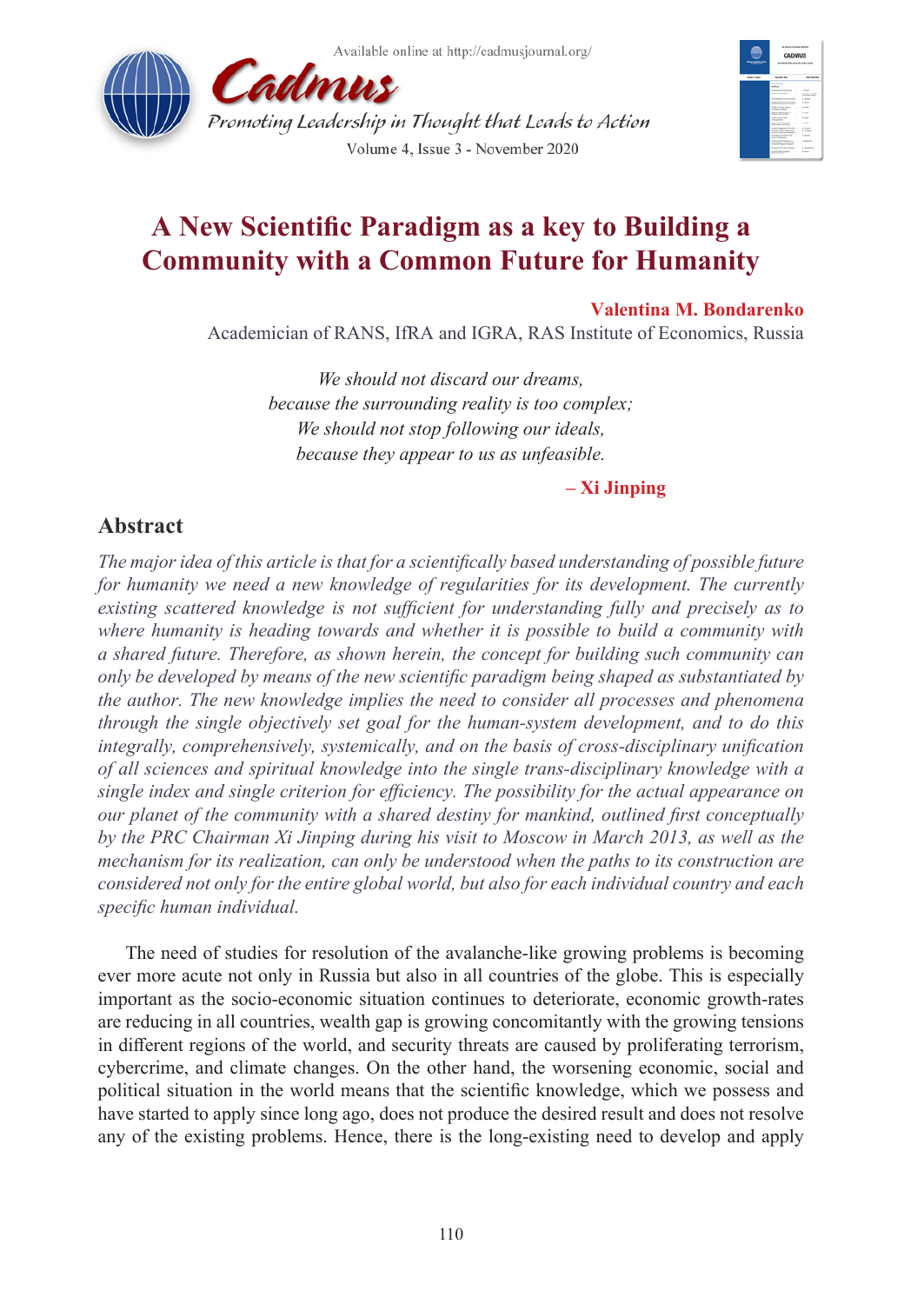# A New Scientific Paradigm as a key to Building a Community with a Common Future for Humanity

**Valentina M. Bondarenko**

Academician of RANS, IfRA and IGRA, RAS Institute of Economics, Russia

*We should not discard our dreams,*
*because the surrounding reality is too complex;*
*We should not stop following our ideals,*
*because they appear to us as unfeasible.*

**– Xi Jinping**

## Abstract

*The major idea of this article is that for a scientifically based understanding of possible future for humanity we need a new knowledge of regularities for its development. The currently existing scattered knowledge is not sufficient for understanding fully and precisely as to where humanity is heading towards and whether it is possible to build a community with a shared future. Therefore, as shown herein, the concept for building such community can only be developed by means of the new scientific paradigm being shaped as substantiated by the author. The new knowledge implies the need to consider all processes and phenomena through the single objectively set goal for the human-system development, and to do this integrally, comprehensively, systemically, and on the basis of cross-disciplinary unification of all sciences and spiritual knowledge into the single trans-disciplinary knowledge with a single index and single criterion for efficiency. The possibility for the actual appearance on our planet of the community with a shared destiny for mankind, outlined first conceptually by the PRC Chairman Xi Jinping during his visit to Moscow in March 2013, as well as the mechanism for its realization, can only be understood when the paths to its construction are considered not only for the entire global world, but also for each individual country and each specific human individual.*

The need of studies for resolution of the avalanche-like growing problems is becoming ever more acute not only in Russia but also in all countries of the globe. This is especially important as the socio-economic situation continues to deteriorate, economic growth-rates are reducing in all countries, wealth gap is growing concomitantly with the growing tensions in different regions of the world, and security threats are caused by proliferating terrorism, cybercrime, and climate changes. On the other hand, the worsening economic, social and political situation in the world means that the scientific knowledge, which we possess and have started to apply since long ago, does not produce the desired result and does not resolve any of the existing problems. Hence, there is the long-existing need to develop and apply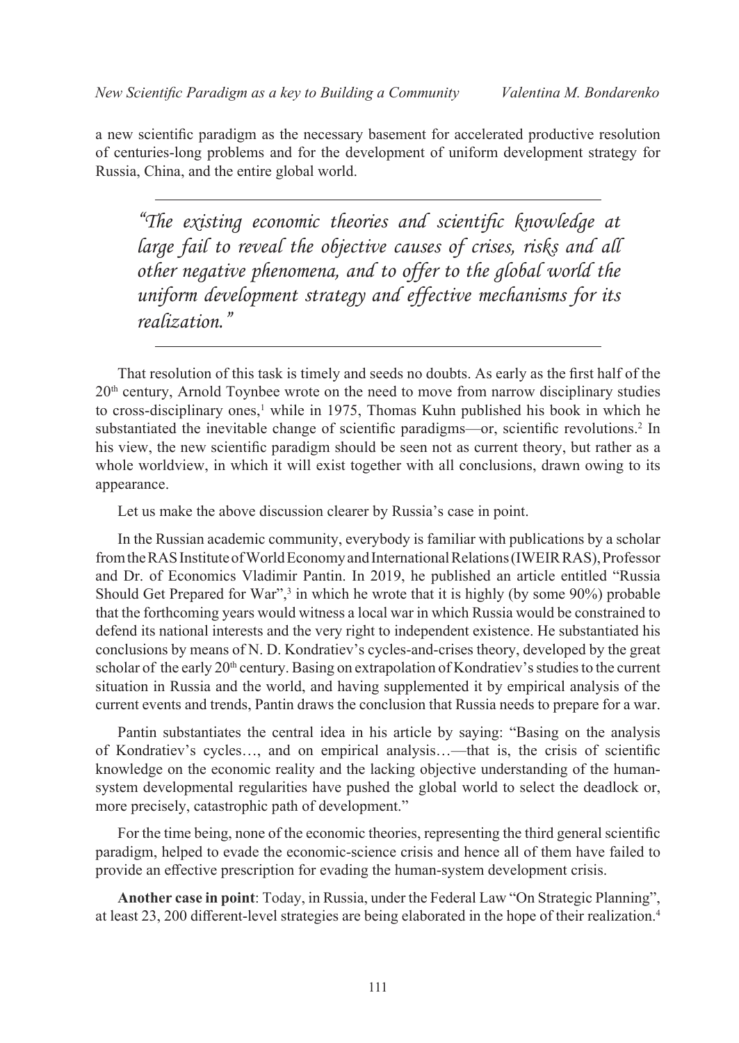a new scientific paradigm as the necessary basement for accelerated productive resolution of centuries-long problems and for the development of uniform development strategy for Russia, China, and the entire global world.

---

> *"The existing economic theories and scientific knowledge at large fail to reveal the objective causes of crises, risks and all other negative phenomena, and to offer to the global world the uniform development strategy and effective mechanisms for its realization."*

---

That resolution of this task is timely and seeds no doubts. As early as the first half of the 20th century, Arnold Toynbee wrote on the need to move from narrow disciplinary studies to cross-disciplinary ones,[1] while in 1975, Thomas Kuhn published his book in which he substantiated the inevitable change of scientific paradigms—or, scientific revolutions.[2] In his view, the new scientific paradigm should be seen not as current theory, but rather as a whole worldview, in which it will exist together with all conclusions, drawn owing to its appearance.

Let us make the above discussion clearer by Russia's case in point.

In the Russian academic community, everybody is familiar with publications by a scholar from the RAS Institute of World Economy and International Relations (IWEIR RAS), Professor and Dr. of Economics Vladimir Pantin. In 2019, he published an article entitled "Russia Should Get Prepared for War",[3] in which he wrote that it is highly (by some 90%) probable that the forthcoming years would witness a local war in which Russia would be constrained to defend its national interests and the very right to independent existence. He substantiated his conclusions by means of N. D. Kondratiev's cycles-and-crises theory, developed by the great scholar of the early 20th century. Basing on extrapolation of Kondratiev's studies to the current situation in Russia and the world, and having supplemented it by empirical analysis of the current events and trends, Pantin draws the conclusion that Russia needs to prepare for a war.

Pantin substantiates the central idea in his article by saying: "Basing on the analysis of Kondratiev's cycles…, and on empirical analysis…—that is, the crisis of scientific knowledge on the economic reality and the lacking objective understanding of the human-system developmental regularities have pushed the global world to select the deadlock or, more precisely, catastrophic path of development."

For the time being, none of the economic theories, representing the third general scientific paradigm, helped to evade the economic-science crisis and hence all of them have failed to provide an effective prescription for evading the human-system development crisis.

**Another case in point**: Today, in Russia, under the Federal Law "On Strategic Planning", at least 23, 200 different-level strategies are being elaborated in the hope of their realization.[4]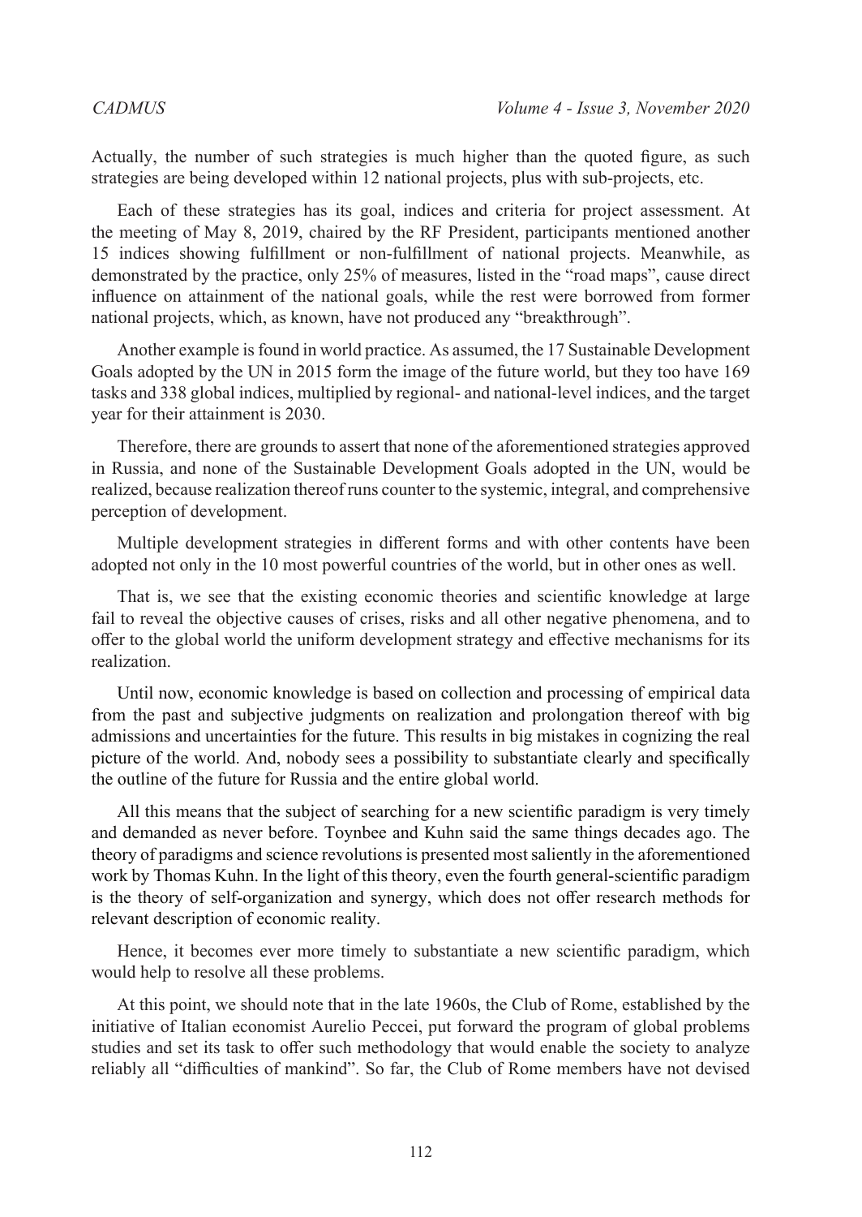Actually, the number of such strategies is much higher than the quoted figure, as such strategies are being developed within 12 national projects, plus with sub-projects, etc.

Each of these strategies has its goal, indices and criteria for project assessment. At the meeting of May 8, 2019, chaired by the RF President, participants mentioned another 15 indices showing fulfillment or non-fulfillment of national projects. Meanwhile, as demonstrated by the practice, only 25% of measures, listed in the "road maps", cause direct influence on attainment of the national goals, while the rest were borrowed from former national projects, which, as known, have not produced any "breakthrough".

Another example is found in world practice. As assumed, the 17 Sustainable Development Goals adopted by the UN in 2015 form the image of the future world, but they too have 169 tasks and 338 global indices, multiplied by regional- and national-level indices, and the target year for their attainment is 2030.

Therefore, there are grounds to assert that none of the aforementioned strategies approved in Russia, and none of the Sustainable Development Goals adopted in the UN, would be realized, because realization thereof runs counter to the systemic, integral, and comprehensive perception of development.

Multiple development strategies in different forms and with other contents have been adopted not only in the 10 most powerful countries of the world, but in other ones as well.

That is, we see that the existing economic theories and scientific knowledge at large fail to reveal the objective causes of crises, risks and all other negative phenomena, and to offer to the global world the uniform development strategy and effective mechanisms for its realization.

Until now, economic knowledge is based on collection and processing of empirical data from the past and subjective judgments on realization and prolongation thereof with big admissions and uncertainties for the future. This results in big mistakes in cognizing the real picture of the world. And, nobody sees a possibility to substantiate clearly and specifically the outline of the future for Russia and the entire global world.

All this means that the subject of searching for a new scientific paradigm is very timely and demanded as never before. Toynbee and Kuhn said the same things decades ago. The theory of paradigms and science revolutions is presented most saliently in the aforementioned work by Thomas Kuhn. In the light of this theory, even the fourth general-scientific paradigm is the theory of self-organization and synergy, which does not offer research methods for relevant description of economic reality.

Hence, it becomes ever more timely to substantiate a new scientific paradigm, which would help to resolve all these problems.

At this point, we should note that in the late 1960s, the Club of Rome, established by the initiative of Italian economist Aurelio Peccei, put forward the program of global problems studies and set its task to offer such methodology that would enable the society to analyze reliably all "difficulties of mankind". So far, the Club of Rome members have not devised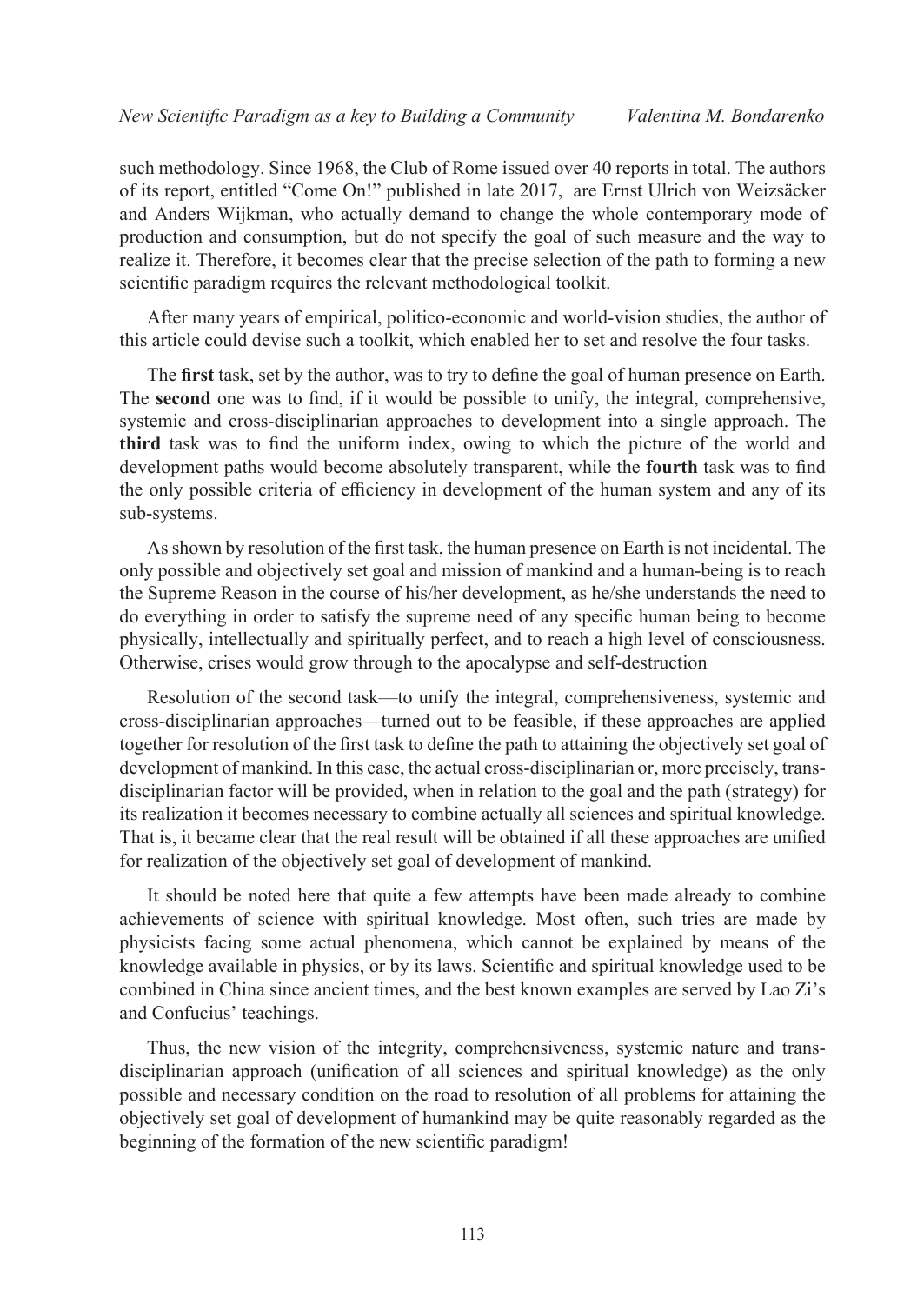such methodology. Since 1968, the Club of Rome issued over 40 reports in total. The authors of its report, entitled "Come On!" published in late 2017, are Ernst Ulrich von Weizsäcker and Anders Wijkman, who actually demand to change the whole contemporary mode of production and consumption, but do not specify the goal of such measure and the way to realize it. Therefore, it becomes clear that the precise selection of the path to forming a new scientific paradigm requires the relevant methodological toolkit.

After many years of empirical, politico-economic and world-vision studies, the author of this article could devise such a toolkit, which enabled her to set and resolve the four tasks.

The **first** task, set by the author, was to try to define the goal of human presence on Earth. The **second** one was to find, if it would be possible to unify, the integral, comprehensive, systemic and cross-disciplinarian approaches to development into a single approach. The **third** task was to find the uniform index, owing to which the picture of the world and development paths would become absolutely transparent, while the **fourth** task was to find the only possible criteria of efficiency in development of the human system and any of its sub-systems.

As shown by resolution of the first task, the human presence on Earth is not incidental. The only possible and objectively set goal and mission of mankind and a human-being is to reach the Supreme Reason in the course of his/her development, as he/she understands the need to do everything in order to satisfy the supreme need of any specific human being to become physically, intellectually and spiritually perfect, and to reach a high level of consciousness. Otherwise, crises would grow through to the apocalypse and self-destruction

Resolution of the second task—to unify the integral, comprehensiveness, systemic and cross-disciplinarian approaches—turned out to be feasible, if these approaches are applied together for resolution of the first task to define the path to attaining the objectively set goal of development of mankind. In this case, the actual cross-disciplinarian or, more precisely, trans-disciplinarian factor will be provided, when in relation to the goal and the path (strategy) for its realization it becomes necessary to combine actually all sciences and spiritual knowledge. That is, it became clear that the real result will be obtained if all these approaches are unified for realization of the objectively set goal of development of mankind.

It should be noted here that quite a few attempts have been made already to combine achievements of science with spiritual knowledge. Most often, such tries are made by physicists facing some actual phenomena, which cannot be explained by means of the knowledge available in physics, or by its laws. Scientific and spiritual knowledge used to be combined in China since ancient times, and the best known examples are served by Lao Zi's and Confucius' teachings.

Thus, the new vision of the integrity, comprehensiveness, systemic nature and trans-disciplinarian approach (unification of all sciences and spiritual knowledge) as the only possible and necessary condition on the road to resolution of all problems for attaining the objectively set goal of development of humankind may be quite reasonably regarded as the beginning of the formation of the new scientific paradigm!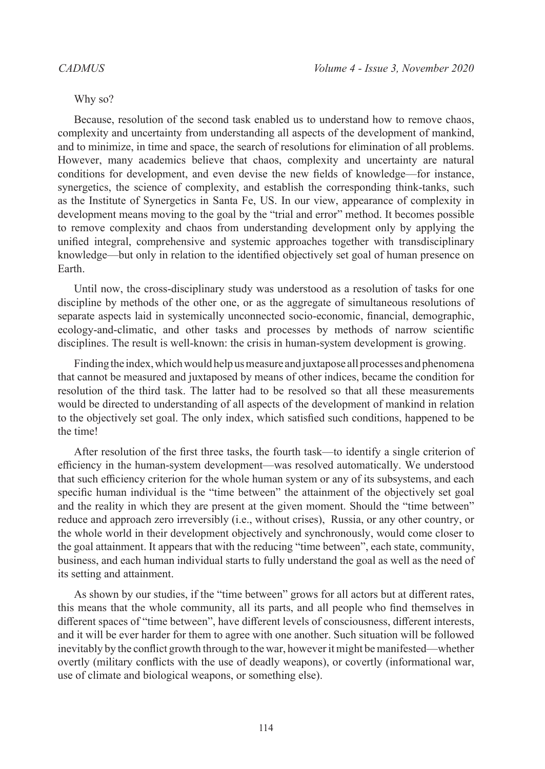Why so?

Because, resolution of the second task enabled us to understand how to remove chaos, complexity and uncertainty from understanding all aspects of the development of mankind, and to minimize, in time and space, the search of resolutions for elimination of all problems. However, many academics believe that chaos, complexity and uncertainty are natural conditions for development, and even devise the new fields of knowledge—for instance, synergetics, the science of complexity, and establish the corresponding think-tanks, such as the Institute of Synergetics in Santa Fe, US. In our view, appearance of complexity in development means moving to the goal by the "trial and error" method. It becomes possible to remove complexity and chaos from understanding development only by applying the unified integral, comprehensive and systemic approaches together with transdisciplinary knowledge—but only in relation to the identified objectively set goal of human presence on Earth.

Until now, the cross-disciplinary study was understood as a resolution of tasks for one discipline by methods of the other one, or as the aggregate of simultaneous resolutions of separate aspects laid in systemically unconnected socio-economic, financial, demographic, ecology-and-climatic, and other tasks and processes by methods of narrow scientific disciplines. The result is well-known: the crisis in human-system development is growing.

Finding the index, which would help us measure and juxtapose all processes and phenomena that cannot be measured and juxtaposed by means of other indices, became the condition for resolution of the third task. The latter had to be resolved so that all these measurements would be directed to understanding of all aspects of the development of mankind in relation to the objectively set goal. The only index, which satisfied such conditions, happened to be the time!

After resolution of the first three tasks, the fourth task—to identify a single criterion of efficiency in the human-system development—was resolved automatically. We understood that such efficiency criterion for the whole human system or any of its subsystems, and each specific human individual is the "time between" the attainment of the objectively set goal and the reality in which they are present at the given moment. Should the "time between" reduce and approach zero irreversibly (i.e., without crises), Russia, or any other country, or the whole world in their development objectively and synchronously, would come closer to the goal attainment. It appears that with the reducing "time between", each state, community, business, and each human individual starts to fully understand the goal as well as the need of its setting and attainment.

As shown by our studies, if the "time between" grows for all actors but at different rates, this means that the whole community, all its parts, and all people who find themselves in different spaces of "time between", have different levels of consciousness, different interests, and it will be ever harder for them to agree with one another. Such situation will be followed inevitably by the conflict growth through to the war, however it might be manifested—whether overtly (military conflicts with the use of deadly weapons), or covertly (informational war, use of climate and biological weapons, or something else).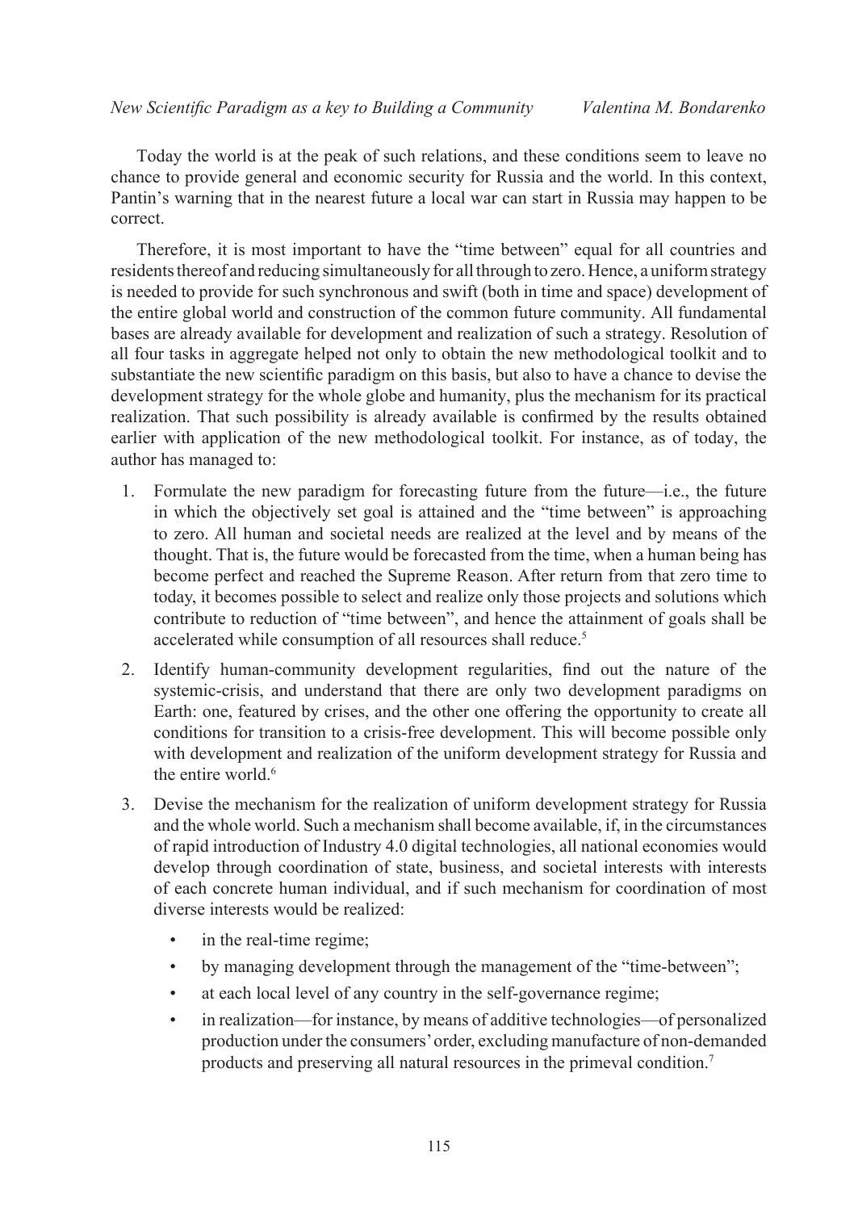Today the world is at the peak of such relations, and these conditions seem to leave no chance to provide general and economic security for Russia and the world. In this context, Pantin's warning that in the nearest future a local war can start in Russia may happen to be correct.

Therefore, it is most important to have the "time between" equal for all countries and residents thereof and reducing simultaneously for all through to zero. Hence, a uniform strategy is needed to provide for such synchronous and swift (both in time and space) development of the entire global world and construction of the common future community. All fundamental bases are already available for development and realization of such a strategy. Resolution of all four tasks in aggregate helped not only to obtain the new methodological toolkit and to substantiate the new scientific paradigm on this basis, but also to have a chance to devise the development strategy for the whole globe and humanity, plus the mechanism for its practical realization. That such possibility is already available is confirmed by the results obtained earlier with application of the new methodological toolkit. For instance, as of today, the author has managed to:

1. Formulate the new paradigm for forecasting future from the future—i.e., the future in which the objectively set goal is attained and the "time between" is approaching to zero. All human and societal needs are realized at the level and by means of the thought. That is, the future would be forecasted from the time, when a human being has become perfect and reached the Supreme Reason. After return from that zero time to today, it becomes possible to select and realize only those projects and solutions which contribute to reduction of "time between", and hence the attainment of goals shall be accelerated while consumption of all resources shall reduce.[5]
2. Identify human-community development regularities, find out the nature of the systemic-crisis, and understand that there are only two development paradigms on Earth: one, featured by crises, and the other one offering the opportunity to create all conditions for transition to a crisis-free development. This will become possible only with development and realization of the uniform development strategy for Russia and the entire world.[6]
3. Devise the mechanism for the realization of uniform development strategy for Russia and the whole world. Such a mechanism shall become available, if, in the circumstances of rapid introduction of Industry 4.0 digital technologies, all national economies would develop through coordination of state, business, and societal interests with interests of each concrete human individual, and if such mechanism for coordination of most diverse interests would be realized:
   - in the real-time regime;
   - by managing development through the management of the "time-between";
   - at each local level of any country in the self-governance regime;
   - in realization—for instance, by means of additive technologies—of personalized production under the consumers' order, excluding manufacture of non-demanded products and preserving all natural resources in the primeval condition.[7]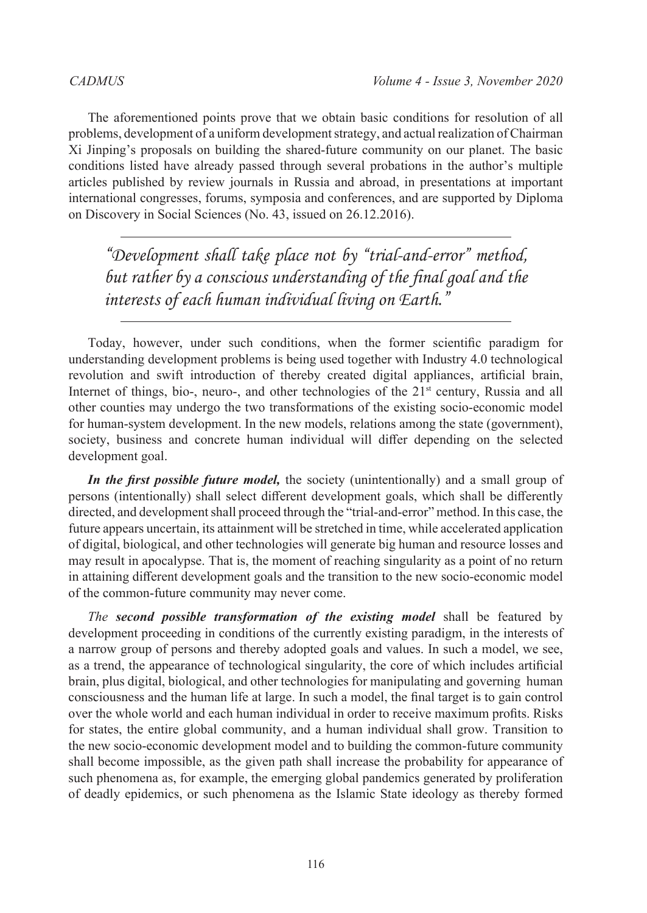The aforementioned points prove that we obtain basic conditions for resolution of all problems, development of a uniform development strategy, and actual realization of Chairman Xi Jinping's proposals on building the shared-future community on our planet. The basic conditions listed have already passed through several probations in the author's multiple articles published by review journals in Russia and abroad, in presentations at important international congresses, forums, symposia and conferences, and are supported by Diploma on Discovery in Social Sciences (No. 43, issued on 26.12.2016).

---

> *"Development shall take place not by "trial-and-error" method, but rather by a conscious understanding of the final goal and the interests of each human individual living on Earth."*

---

Today, however, under such conditions, when the former scientific paradigm for understanding development problems is being used together with Industry 4.0 technological revolution and swift introduction of thereby created digital appliances, artificial brain, Internet of things, bio-, neuro-, and other technologies of the 21st century, Russia and all other counties may undergo the two transformations of the existing socio-economic model for human-system development. In the new models, relations among the state (government), society, business and concrete human individual will differ depending on the selected development goal.

***In the first possible future model,*** the society (unintentionally) and a small group of persons (intentionally) shall select different development goals, which shall be differently directed, and development shall proceed through the "trial-and-error" method. In this case, the future appears uncertain, its attainment will be stretched in time, while accelerated application of digital, biological, and other technologies will generate big human and resource losses and may result in apocalypse. That is, the moment of reaching singularity as a point of no return in attaining different development goals and the transition to the new socio-economic model of the common-future community may never come.

*The* ***second possible transformation of the existing model*** shall be featured by development proceeding in conditions of the currently existing paradigm, in the interests of a narrow group of persons and thereby adopted goals and values. In such a model, we see, as a trend, the appearance of technological singularity, the core of which includes artificial brain, plus digital, biological, and other technologies for manipulating and governing human consciousness and the human life at large. In such a model, the final target is to gain control over the whole world and each human individual in order to receive maximum profits. Risks for states, the entire global community, and a human individual shall grow. Transition to the new socio-economic development model and to building the common-future community shall become impossible, as the given path shall increase the probability for appearance of such phenomena as, for example, the emerging global pandemics generated by proliferation of deadly epidemics, or such phenomena as the Islamic State ideology as thereby formed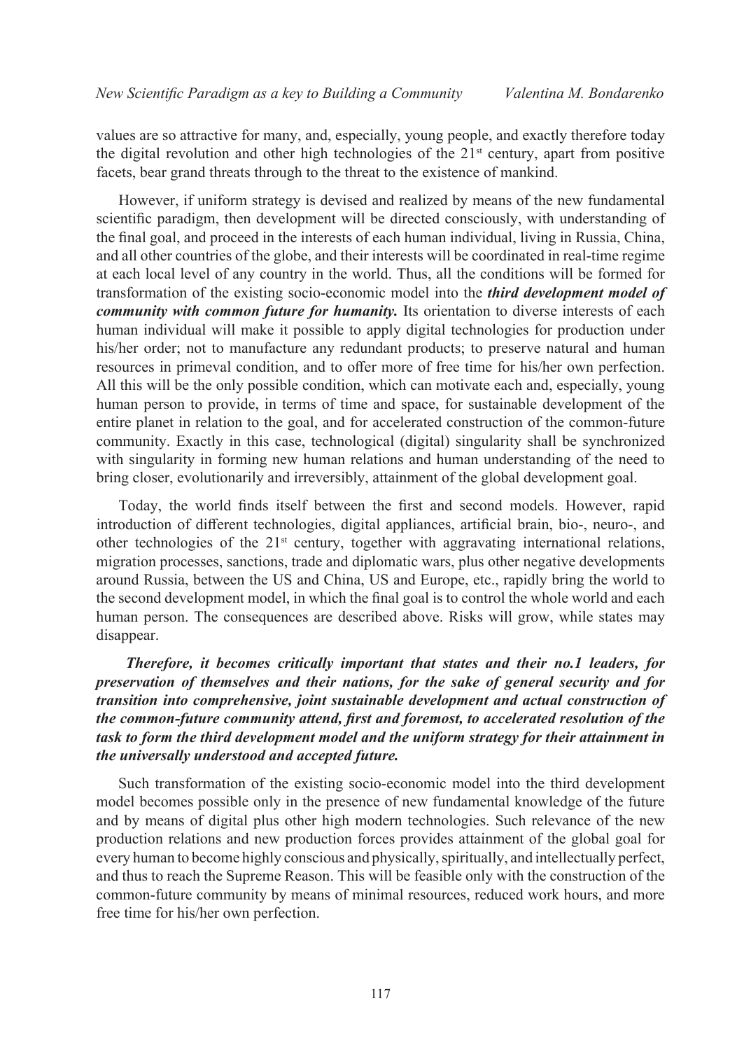values are so attractive for many, and, especially, young people, and exactly therefore today the digital revolution and other high technologies of the 21st century, apart from positive facets, bear grand threats through to the threat to the existence of mankind.

However, if uniform strategy is devised and realized by means of the new fundamental scientific paradigm, then development will be directed consciously, with understanding of the final goal, and proceed in the interests of each human individual, living in Russia, China, and all other countries of the globe, and their interests will be coordinated in real-time regime at each local level of any country in the world. Thus, all the conditions will be formed for transformation of the existing socio-economic model into the ***third development model of community with common future for humanity.*** Its orientation to diverse interests of each human individual will make it possible to apply digital technologies for production under his/her order; not to manufacture any redundant products; to preserve natural and human resources in primeval condition, and to offer more of free time for his/her own perfection. All this will be the only possible condition, which can motivate each and, especially, young human person to provide, in terms of time and space, for sustainable development of the entire planet in relation to the goal, and for accelerated construction of the common-future community. Exactly in this case, technological (digital) singularity shall be synchronized with singularity in forming new human relations and human understanding of the need to bring closer, evolutionarily and irreversibly, attainment of the global development goal.

Today, the world finds itself between the first and second models. However, rapid introduction of different technologies, digital appliances, artificial brain, bio-, neuro-, and other technologies of the 21st century, together with aggravating international relations, migration processes, sanctions, trade and diplomatic wars, plus other negative developments around Russia, between the US and China, US and Europe, etc., rapidly bring the world to the second development model, in which the final goal is to control the whole world and each human person. The consequences are described above. Risks will grow, while states may disappear.

***Therefore, it becomes critically important that states and their no.1 leaders, for preservation of themselves and their nations, for the sake of general security and for transition into comprehensive, joint sustainable development and actual construction of the common-future community attend, first and foremost, to accelerated resolution of the task to form the third development model and the uniform strategy for their attainment in the universally understood and accepted future.***

Such transformation of the existing socio-economic model into the third development model becomes possible only in the presence of new fundamental knowledge of the future and by means of digital plus other high modern technologies. Such relevance of the new production relations and new production forces provides attainment of the global goal for every human to become highly conscious and physically, spiritually, and intellectually perfect, and thus to reach the Supreme Reason. This will be feasible only with the construction of the common-future community by means of minimal resources, reduced work hours, and more free time for his/her own perfection.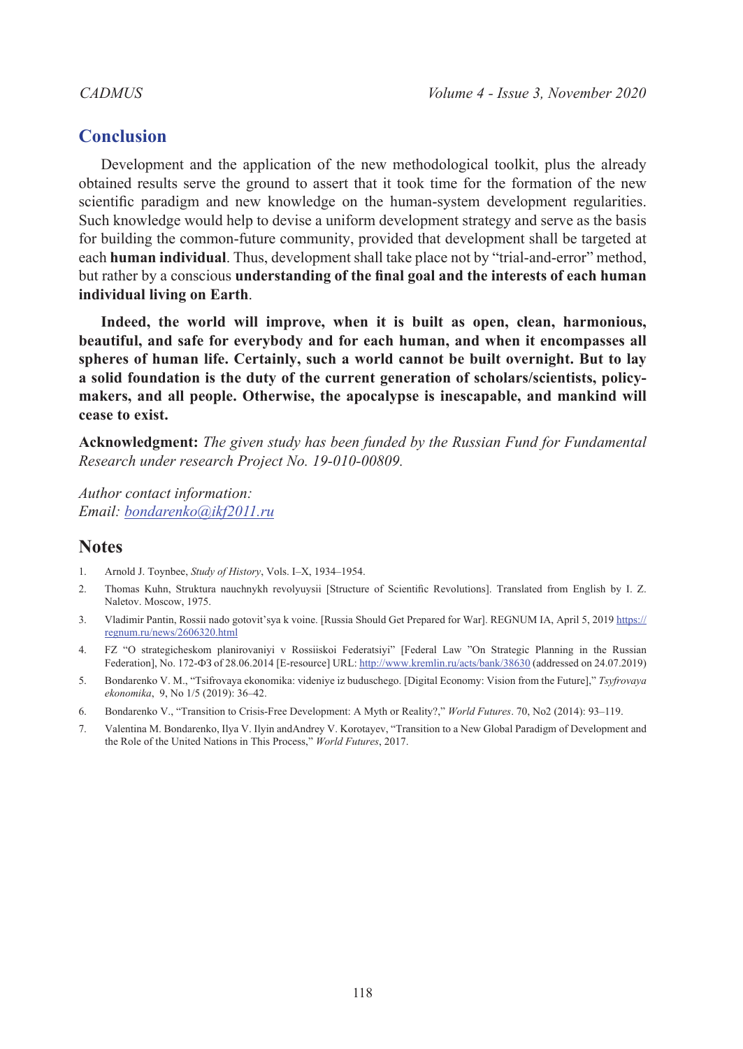## Conclusion

Development and the application of the new methodological toolkit, plus the already obtained results serve the ground to assert that it took time for the formation of the new scientific paradigm and new knowledge on the human-system development regularities. Such knowledge would help to devise a uniform development strategy and serve as the basis for building the common-future community, provided that development shall be targeted at each **human individual**. Thus, development shall take place not by "trial-and-error" method, but rather by a conscious **understanding of the final goal and the interests of each human individual living on Earth**.

**Indeed, the world will improve, when it is built as open, clean, harmonious, beautiful, and safe for everybody and for each human, and when it encompasses all spheres of human life. Certainly, such a world cannot be built overnight. But to lay a solid foundation is the duty of the current generation of scholars/scientists, policy-makers, and all people. Otherwise, the apocalypse is inescapable, and mankind will cease to exist.**

**Acknowledgment:** *The given study has been funded by the Russian Fund for Fundamental Research under research Project No. 19-010-00809.*

*Author contact information:*
*Email: bondarenko@ikf2011.ru*

## Notes

1. Arnold J. Toynbee, *Study of History*, Vols. I–X, 1934–1954.
2. Thomas Kuhn, Struktura nauchnykh revolyuysii [Structure of Scientific Revolutions]. Translated from English by I. Z. Naletov. Moscow, 1975.
3. Vladimir Pantin, Rossii nado gotovit'sya k voine. [Russia Should Get Prepared for War]. REGNUM IA, April 5, 2019 https://regnum.ru/news/2606320.html
4. FZ "O strategicheskom planirovaniyi v Rossiiskoi Federatsiyi" [Federal Law "On Strategic Planning in the Russian Federation], No. 172-ФЗ of 28.06.2014 [E-resource] URL: http://www.kremlin.ru/acts/bank/38630 (addressed on 24.07.2019)
5. Bondarenko V. M., "Tsifrovaya ekonomika: videniye iz buduschego. [Digital Economy: Vision from the Future]," *Tsyfrovaya ekonomika*, 9, No 1/5 (2019): 36–42.
6. Bondarenko V., "Transition to Crisis-Free Development: A Myth or Reality?," *World Futures*. 70, No2 (2014): 93–119.
7. Valentina M. Bondarenko, Ilya V. Ilyin andAndrey V. Korotayev, "Transition to a New Global Paradigm of Development and the Role of the United Nations in This Process," *World Futures*, 2017.